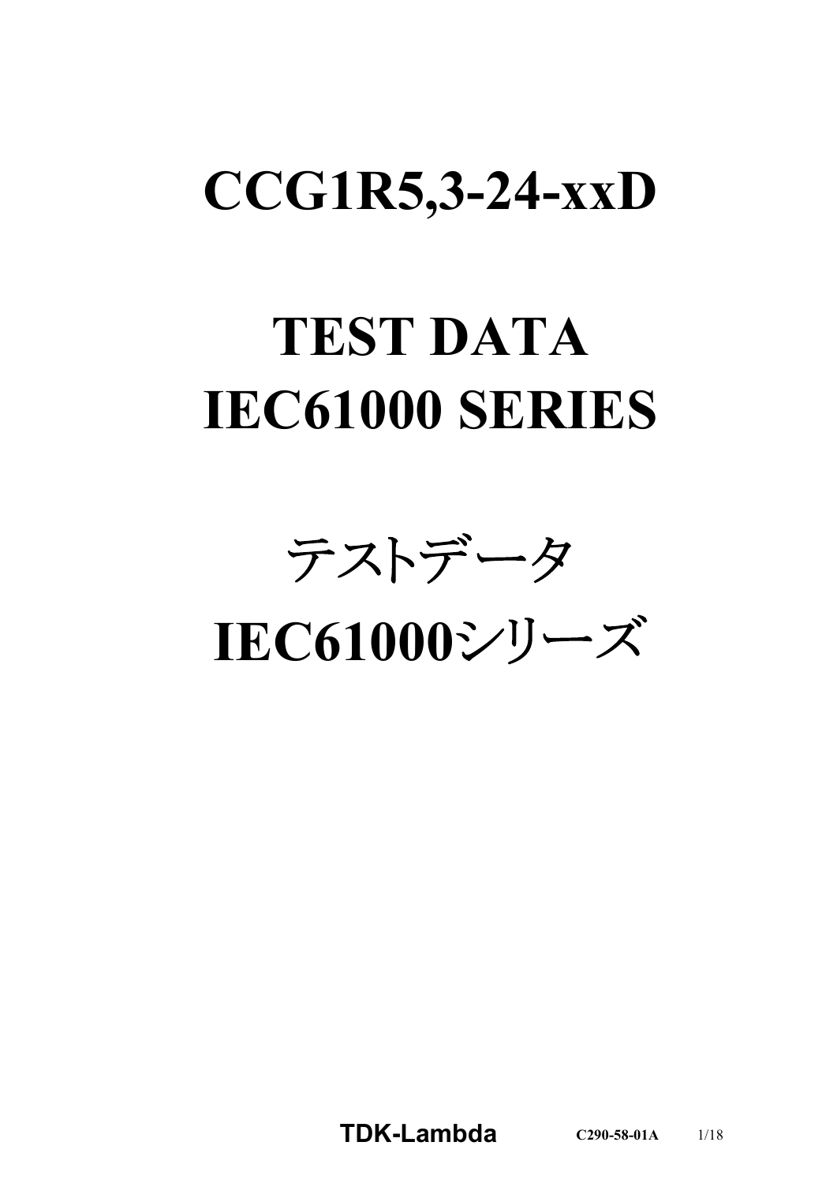# CCG1R5,3-24-xxD

# TEST DATA
# IEC61000 SERIES

# テストデータ
# IEC61000シリーズ

**TDK-Lambda** C290-58-01A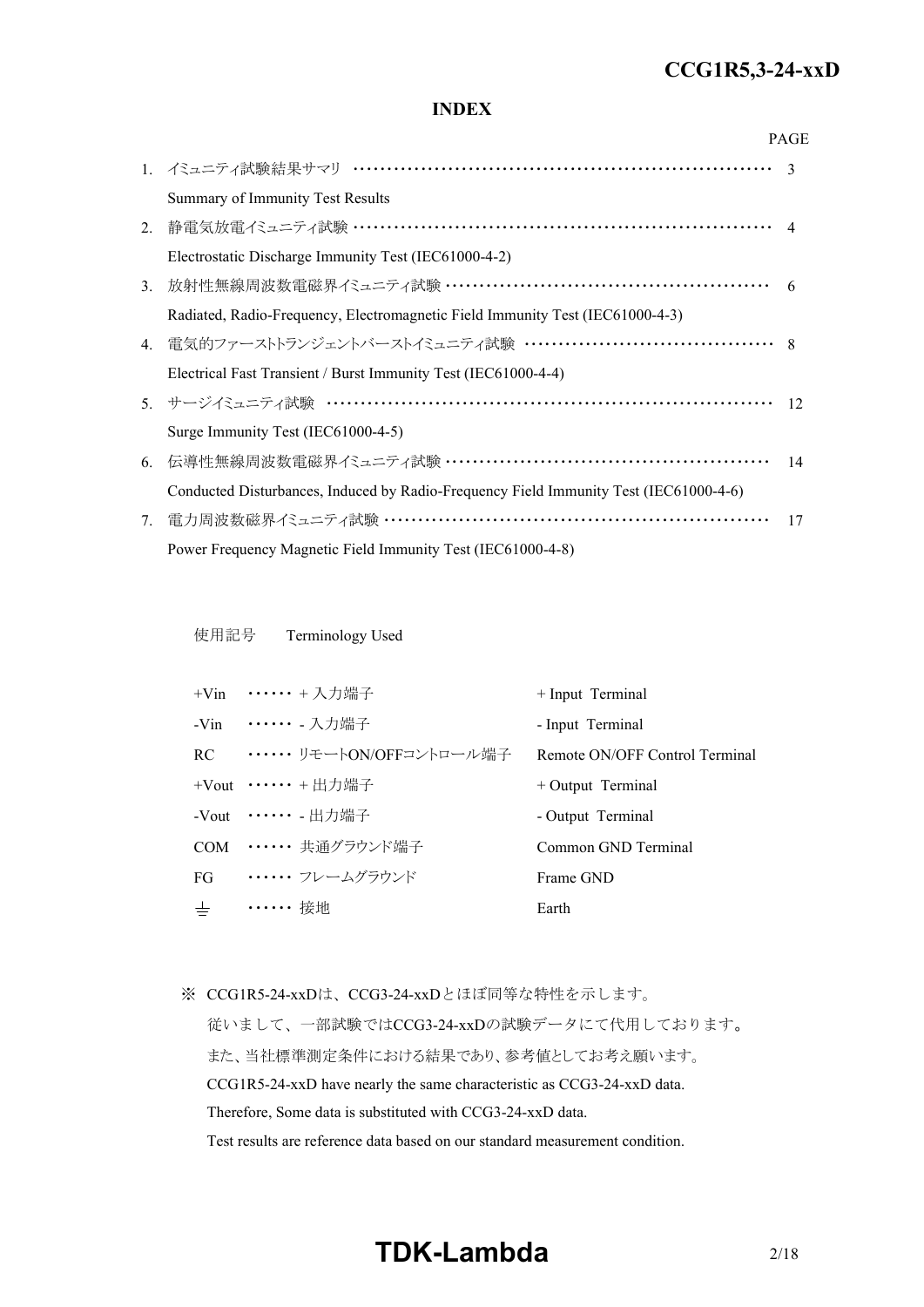## INDEX

| | | PAGE |
|---|---|---|
| 1. | イミュニティ試験結果サマリ<br>Summary of Immunity Test Results | 3 |
| 2. | 静電気放電イミュニティ試験<br>Electrostatic Discharge Immunity Test (IEC61000-4-2) | 4 |
| 3. | 放射性無線周波数電磁界イミュニティ試験<br>Radiated, Radio-Frequency, Electromagnetic Field Immunity Test (IEC61000-4-3) | 6 |
| 4. | 電気的ファーストトランジェントバーストイミュニティ試験<br>Electrical Fast Transient / Burst Immunity Test (IEC61000-4-4) | 8 |
| 5. | サージイミュニティ試験<br>Surge Immunity Test (IEC61000-4-5) | 12 |
| 6. | 伝導性無線周波数電磁界イミュニティ試験<br>Conducted Disturbances, Induced by Radio-Frequency Field Immunity Test (IEC61000-4-6) | 14 |
| 7. | 電力周波数磁界イミュニティ試験<br>Power Frequency Magnetic Field Immunity Test (IEC61000-4-8) | 17 |

使用記号　Terminology Used

| | | |
|---|---|---|
| +Vin | ・・・・・・ + 入力端子 | + Input Terminal |
| -Vin | ・・・・・・ - 入力端子 | - Input Terminal |
| RC | ・・・・・・ リモートON/OFFコントロール端子 | Remote ON/OFF Control Terminal |
| +Vout | ・・・・・・ + 出力端子 | + Output Terminal |
| -Vout | ・・・・・・ - 出力端子 | - Output Terminal |
| COM | ・・・・・・ 共通グラウンド端子 | Common GND Terminal |
| FG | ・・・・・・ フレームグラウンド | Frame GND |
| ⏚ | ・・・・・・ 接地 | Earth |

※ CCG1R5-24-xxDは、CCG3-24-xxDとほぼ同等な特性を示します。
従いまして、一部試験ではCCG3-24-xxDの試験データにて代用しております。
また、当社標準測定条件における結果であり、参考値としてお考え願います。
CCG1R5-24-xxD have nearly the same characteristic as CCG3-24-xxD data.
Therefore, Some data is substituted with CCG3-24-xxD data.
Test results are reference data based on our standard measurement condition.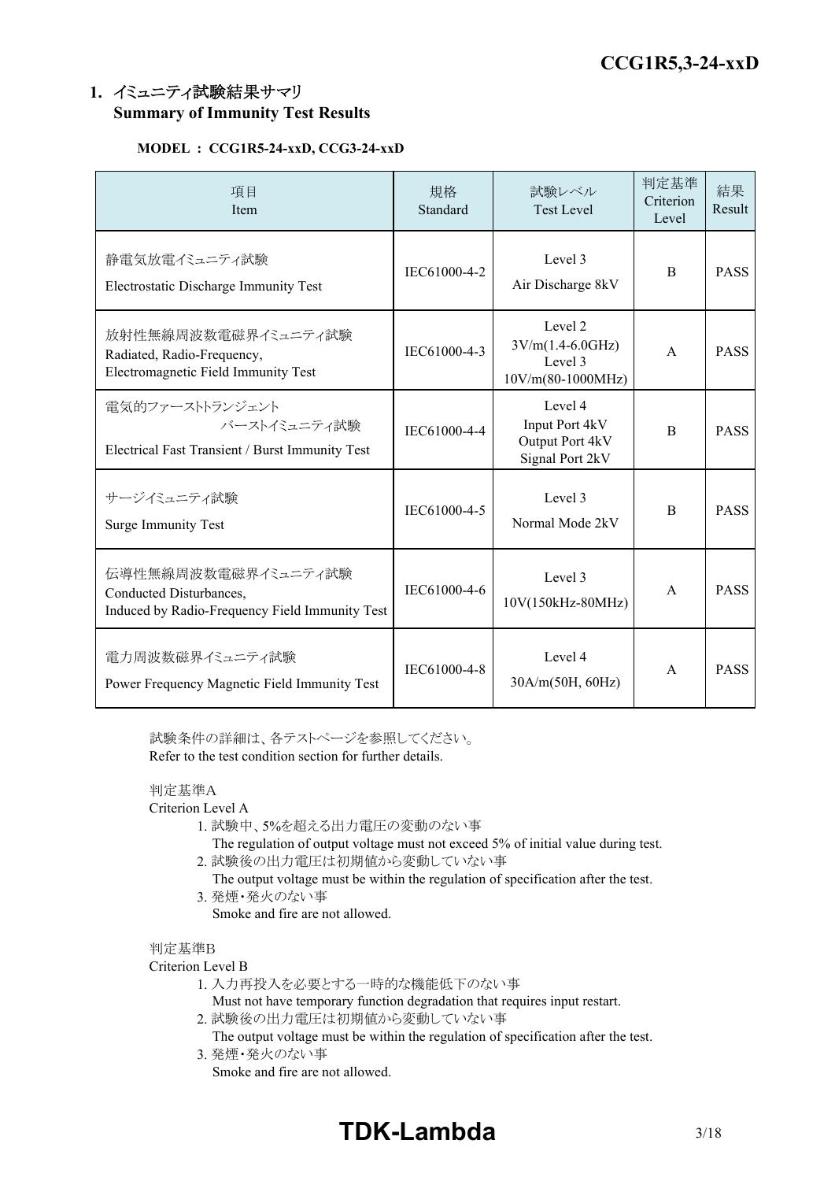## 1. イミュニティ試験結果サマリ
## Summary of Immunity Test Results

**MODEL ： CCG1R5-24-xxD, CCG3-24-xxD**

| 項目<br>Item | 規格<br>Standard | 試験レベル<br>Test Level | 判定基準<br>Criterion Level | 結果<br>Result |
|---|---|---|---|---|
| 静電気放電イミュニティ試験<br>Electrostatic Discharge Immunity Test | IEC61000-4-2 | Level 3<br>Air Discharge 8kV | B | PASS |
| 放射性無線周波数電磁界イミュニティ試験<br>Radiated, Radio-Frequency,<br>Electromagnetic Field Immunity Test | IEC61000-4-3 | Level 2<br>3V/m(1.4-6.0GHz)<br>Level 3<br>10V/m(80-1000MHz) | A | PASS |
| 電気的ファーストトランジェント<br>バーストイミュニティ試験<br>Electrical Fast Transient / Burst Immunity Test | IEC61000-4-4 | Level 4<br>Input Port 4kV<br>Output Port 4kV<br>Signal Port 2kV | B | PASS |
| サージイミュニティ試験<br>Surge Immunity Test | IEC61000-4-5 | Level 3<br>Normal Mode 2kV | B | PASS |
| 伝導性無線周波数電磁界イミュニティ試験<br>Conducted Disturbances,<br>Induced by Radio-Frequency Field Immunity Test | IEC61000-4-6 | Level 3<br>10V(150kHz-80MHz) | A | PASS |
| 電力周波数磁界イミュニティ試験<br>Power Frequency Magnetic Field Immunity Test | IEC61000-4-8 | Level 4<br>30A/m(50H, 60Hz) | A | PASS |

試験条件の詳細は、各テストページを参照してください。
Refer to the test condition section for further details.

判定基準A
Criterion Level A

1. 試験中、5%を超える出力電圧の変動のない事
   The regulation of output voltage must not exceed 5% of initial value during test.
2. 試験後の出力電圧は初期値から変動していない事
   The output voltage must be within the regulation of specification after the test.
3. 発煙・発火のない事
   Smoke and fire are not allowed.

判定基準B
Criterion Level B

1. 入力再投入を必要とする一時的な機能低下のない事
   Must not have temporary function degradation that requires input restart.
2. 試験後の出力電圧は初期値から変動していない事
   The output voltage must be within the regulation of specification after the test.
3. 発煙・発火のない事
   Smoke and fire are not allowed.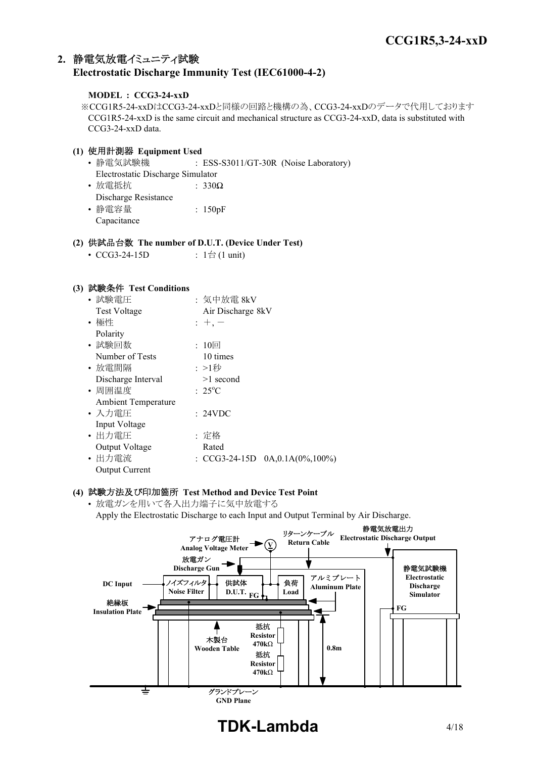## 2. 静電気放電イミュニティ試験 Electrostatic Discharge Immunity Test (IEC61000-4-2)

**MODEL : CCG3-24-xxD**

※CCG1R5-24-xxDはCCG3-24-xxDと同様の回路と機構の為、CCG3-24-xxDのデータで代用しております
CCG1R5-24-xxD is the same circuit and mechanical structure as CCG3-24-xxD, data is substituted with CCG3-24-xxD data.

**(1) 使用計測器 Equipment Used**

- 静電気試験機 Electrostatic Discharge Simulator : ESS-S3011/GT-30R (Noise Laboratory)
- 放電抵抗 Discharge Resistance : 330Ω
- 静電容量 Capacitance : 150pF

**(2) 供試品台数 The number of D.U.T. (Device Under Test)**

- CCG3-24-15D : 1台 (1 unit)

**(3) 試験条件 Test Conditions**

- 試験電圧 Test Voltage : 気中放電 8kV Air Discharge 8kV
- 極性 Polarity : ＋, －
- 試験回数 Number of Tests : 10回 10 times
- 放電間隔 Discharge Interval : >1秒 >1 second
- 周囲温度 Ambient Temperature : 25°C
- 入力電圧 Input Voltage : 24VDC
- 出力電圧 Output Voltage : 定格 Rated
- 出力電流 Output Current : CCG3-24-15D 0A,0.1A(0%,100%)

**(4) 試験方法及び印加箇所 Test Method and Device Test Point**

- 放電ガンを用いて各入出力端子に気中放電する
  Apply the Electrostatic Discharge to each Input and Output Terminal by Air Discharge.

アナログ電圧計 Analog Voltage Meter / リターンケーブル Return Cable / 静電気放電出力 Electrostatic Discharge Output / 放電ガン Discharge Gun / DC Input / ノイズフィルタ Noise Filter / 供試体 D.U.T. FG / 負荷 Load / アルミプレート Aluminum Plate / 静電気試験機 Electrostatic Discharge Simulator / FG / 絶縁板 Insulation Plate / 抵抗 Resistor 470kΩ / 抵抗 Resistor 470kΩ / 木製台 Wooden Table / 0.8m / グランドプレーン GND Plane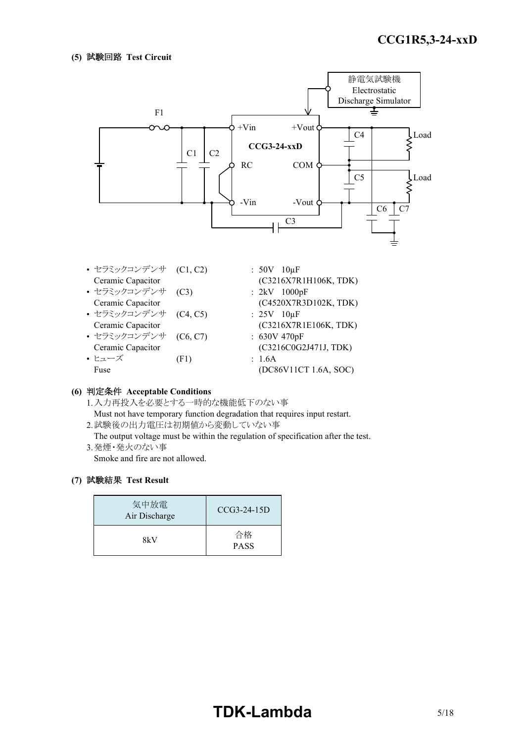**(5) 試験回路 Test Circuit**

- セラミックコンデンサ (C1, C2) : 50V 10μF
  Ceramic Capacitor (C3216X7R1H106K, TDK)
- セラミックコンデンサ (C3) : 2kV 1000pF
  Ceramic Capacitor (C4520X7R3D102K, TDK)
- セラミックコンデンサ (C4, C5) : 25V 10μF
  Ceramic Capacitor (C3216X7R1E106K, TDK)
- セラミックコンデンサ (C6, C7) : 630V 470pF
  Ceramic Capacitor (C3216C0G2J471J, TDK)
- ヒューズ (F1) : 1.6A
  Fuse (DC86V11CT 1.6A, SOC)

**(6) 判定条件 Acceptable Conditions**

1. 入力再投入を必要とする一時的な機能低下のない事
   Must not have temporary function degradation that requires input restart.
2. 試験後の出力電圧は初期値から変動していない事
   The output voltage must be within the regulation of specification after the test.
3. 発煙・発火のない事
   Smoke and fire are not allowed.

**(7) 試験結果 Test Result**

| 気中放電 Air Discharge | CCG3-24-15D |
|---|---|
| 8kV | 合格 PASS |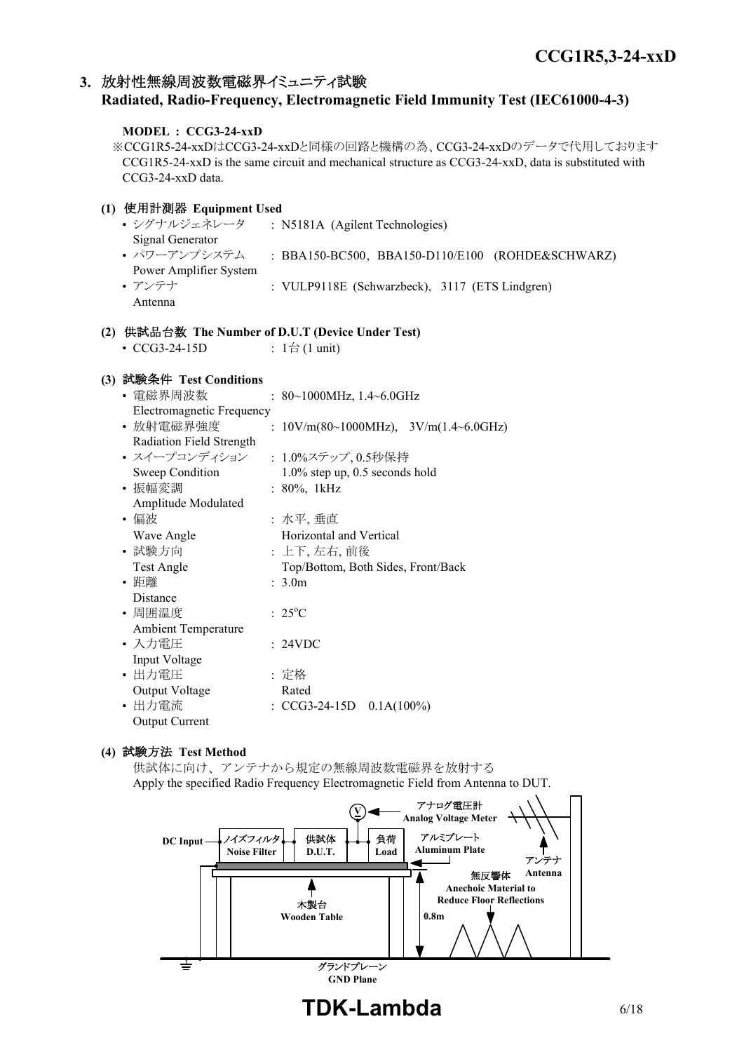## 3. 放射性無線周波数電磁界イミュニティ試験
## Radiated, Radio-Frequency, Electromagnetic Field Immunity Test (IEC61000-4-3)

**MODEL : CCG3-24-xxD**

※CCG1R5-24-xxDはCCG3-24-xxDと同様の回路と機構の為、CCG3-24-xxDのデータで代用しております
CCG1R5-24-xxD is the same circuit and mechanical structure as CCG3-24-xxD, data is substituted with CCG3-24-xxD data.

**(1) 使用計測器 Equipment Used**

- シグナルジェネレータ Signal Generator : N5181A (Agilent Technologies)
- パワーアンプシステム Power Amplifier System : BBA150-BC500, BBA150-D110/E100 (ROHDE&SCHWARZ)
- アンテナ Antenna : VULP9118E (Schwarzbeck), 3117 (ETS Lindgren)

**(2) 供試品台数 The Number of D.U.T (Device Under Test)**

- CCG3-24-15D : 1台 (1 unit)

**(3) 試験条件 Test Conditions**

- 電磁界周波数 Electromagnetic Frequency : 80~1000MHz, 1.4~6.0GHz
- 放射電磁界強度 Radiation Field Strength : 10V/m(80~1000MHz), 3V/m(1.4~6.0GHz)
- スイープコンディション Sweep Condition : 1.0%ステップ, 0.5秒保持 1.0% step up, 0.5 seconds hold
- 振幅変調 Amplitude Modulated : 80%, 1kHz
- 偏波 Wave Angle : 水平, 垂直 Horizontal and Vertical
- 試験方向 Test Angle : 上下, 左右, 前後 Top/Bottom, Both Sides, Front/Back
- 距離 Distance : 3.0m
- 周囲温度 Ambient Temperature : 25°C
- 入力電圧 Input Voltage : 24VDC
- 出力電圧 Output Voltage : 定格 Rated
- 出力電流 Output Current : CCG3-24-15D 0.1A(100%)

**(4) 試験方法 Test Method**

供試体に向け、アンテナから規定の無線周波数電磁界を放射する
Apply the specified Radio Frequency Electromagnetic Field from Antenna to DUT.

DC Input — ノイズフィルタ Noise Filter — 供試体 D.U.T. — 負荷 Load

アナログ電圧計 Analog Voltage Meter

アルミプレート Aluminum Plate

アンテナ Antenna

無反響体 Anechoic Material to Reduce Floor Reflections

木製台 Wooden Table

0.8m

グランドプレーン GND Plane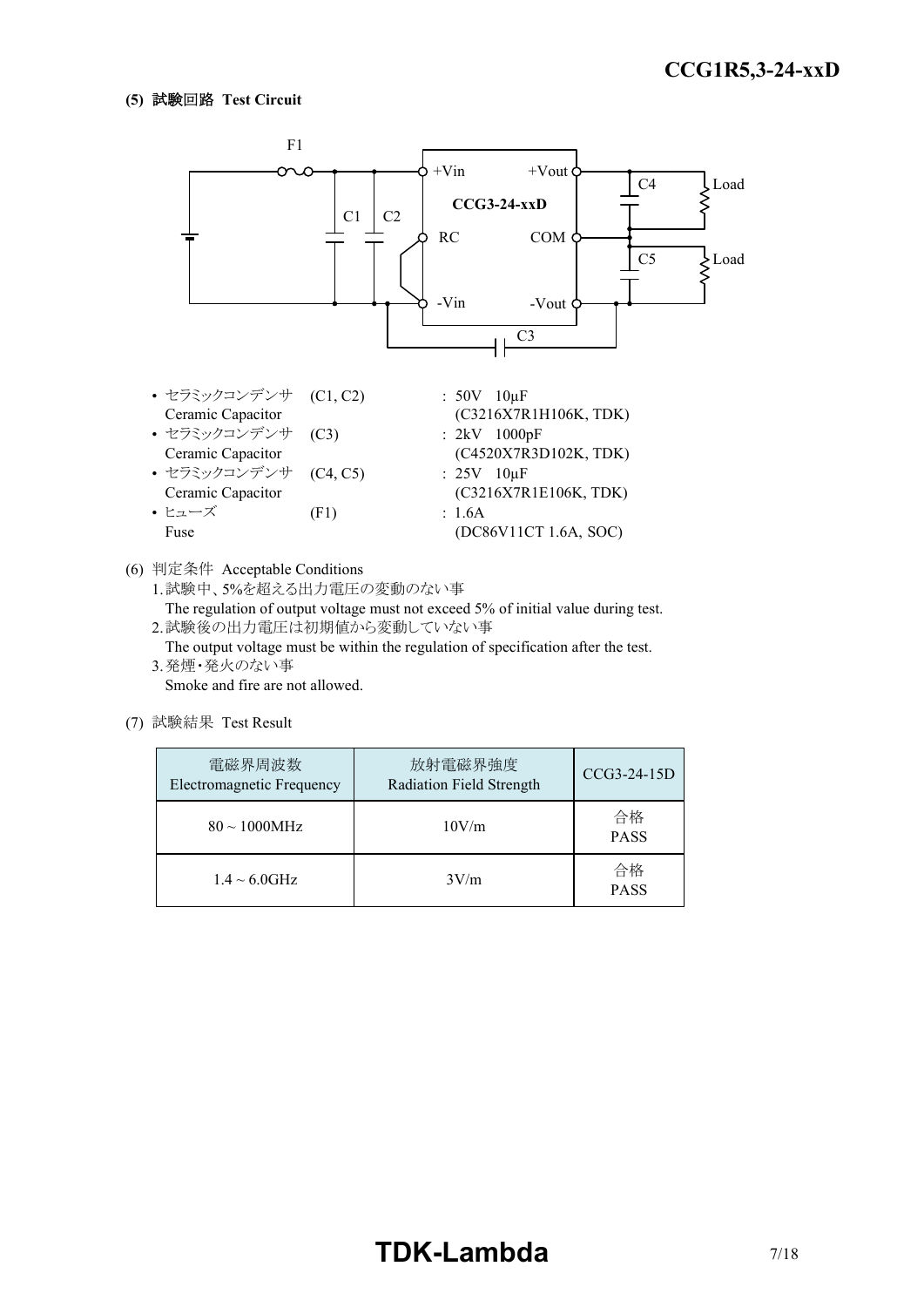**(5) 試験回路 Test Circuit**

- セラミックコンデンサ (C1, C2) : 50V 10μF
  Ceramic Capacitor (C3216X7R1H106K, TDK)
- セラミックコンデンサ (C3) : 2kV 1000pF
  Ceramic Capacitor (C4520X7R3D102K, TDK)
- セラミックコンデンサ (C4, C5) : 25V 10μF
  Ceramic Capacitor (C3216X7R1E106K, TDK)
- ヒューズ (F1) : 1.6A
  Fuse (DC86V11CT 1.6A, SOC)

(6) 判定条件 Acceptable Conditions

1. 試験中、5%を超える出力電圧の変動のない事
   The regulation of output voltage must not exceed 5% of initial value during test.
2. 試験後の出力電圧は初期値から変動していない事
   The output voltage must be within the regulation of specification after the test.
3. 発煙・発火のない事
   Smoke and fire are not allowed.

(7) 試験結果 Test Result

| 電磁界周波数 Electromagnetic Frequency | 放射電磁界強度 Radiation Field Strength | CCG3-24-15D |
|---|---|---|
| 80 ~ 1000MHz | 10V/m | 合格 PASS |
| 1.4 ~ 6.0GHz | 3V/m | 合格 PASS |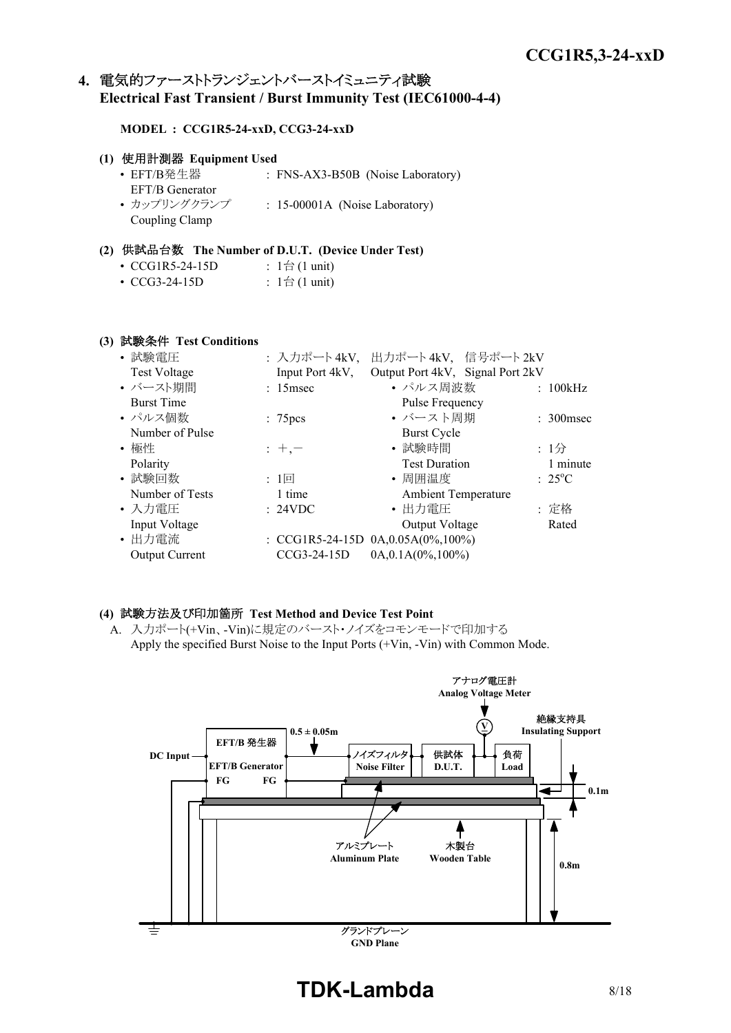## 4. 電気的ファーストトランジェントバーストイミュニティ試験 Electrical Fast Transient / Burst Immunity Test (IEC61000-4-4)

**MODEL : CCG1R5-24-xxD, CCG3-24-xxD**

### (1) 使用計測器 Equipment Used

- EFT/B発生器 EFT/B Generator : FNS-AX3-B50B (Noise Laboratory)
- カップリングクランプ Coupling Clamp : 15-00001A (Noise Laboratory)

### (2) 供試品台数 The Number of D.U.T. (Device Under Test)

- CCG1R5-24-15D : 1台 (1 unit)
- CCG3-24-15D : 1台 (1 unit)

### (3) 試験条件 Test Conditions

- 試験電圧 Test Voltage : 入力ポート4kV, 出力ポート4kV, 信号ポート2kV / Input Port 4kV, Output Port 4kV, Signal Port 2kV
- バースト期間 Burst Time : 15msec
- パルス周波数 Pulse Frequency : 100kHz
- パルス個数 Number of Pulse : 75pcs
- バースト周期 Burst Cycle : 300msec
- 極性 Polarity : +,−
- 試験時間 Test Duration : 1分 1 minute
- 試験回数 Number of Tests : 1回 1 time
- 周囲温度 Ambient Temperature : 25°C
- 入力電圧 Input Voltage : 24VDC
- 出力電圧 Output Voltage : 定格 Rated
- 出力電流 Output Current : CCG1R5-24-15D 0A,0.05A(0%,100%) / CCG3-24-15D 0A,0.1A(0%,100%)

### (4) 試験方法及び印加箇所 Test Method and Device Test Point

A. 入力ポート(+Vin、-Vin)に規定のバースト・ノイズをコモンモードで印加する
Apply the specified Burst Noise to the Input Ports (+Vin, -Vin) with Common Mode.

アナログ電圧計 Analog Voltage Meter / 絶縁支持具 Insulating Support / EFT/B 発生器 EFT/B Generator / DC Input / FG / 0.5 ± 0.05m / ノイズフィルタ Noise Filter / 供試体 D.U.T. / 負荷 Load / 0.1m / アルミプレート Aluminum Plate / 木製台 Wooden Table / 0.8m / グランドプレーン GND Plane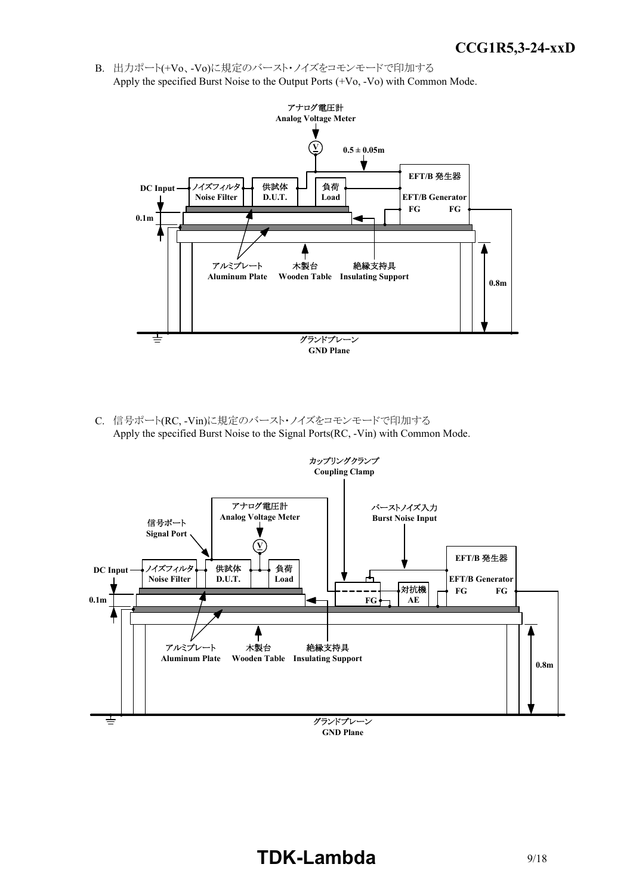B. 出力ポート(+Vo、-Vo)に規定のバースト･ノイズをコモンモードで印加する
Apply the specified Burst Noise to the Output Ports (+Vo, -Vo) with Common Mode.

アナログ電圧計
Analog Voltage Meter

0.5 ± 0.05m

DC Input

ノイズフィルタ
Noise Filter

供試体
D.U.T.

負荷
Load

EFT/B 発生器
EFT/B Generator
FG FG

0.1m

アルミプレート
Aluminum Plate

木製台
Wooden Table

絶縁支持具
Insulating Support

0.8m

グランドプレーン
GND Plane

C. 信号ポート(RC, -Vin)に規定のバースト･ノイズをコモンモードで印加する
Apply the specified Burst Noise to the Signal Ports(RC, -Vin) with Common Mode.

カップリングクランプ
Coupling Clamp

アナログ電圧計
Analog Voltage Meter

バーストノイズ入力
Burst Noise Input

信号ポート
Signal Port

DC Input

ノイズフィルタ
Noise Filter

供試体
D.U.T.

負荷
Load

EFT/B 発生器
EFT/B Generator
FG FG

対抗機
AE

FG

0.1m

アルミプレート
Aluminum Plate

木製台
Wooden Table

絶縁支持具
Insulating Support

0.8m

グランドプレーン
GND Plane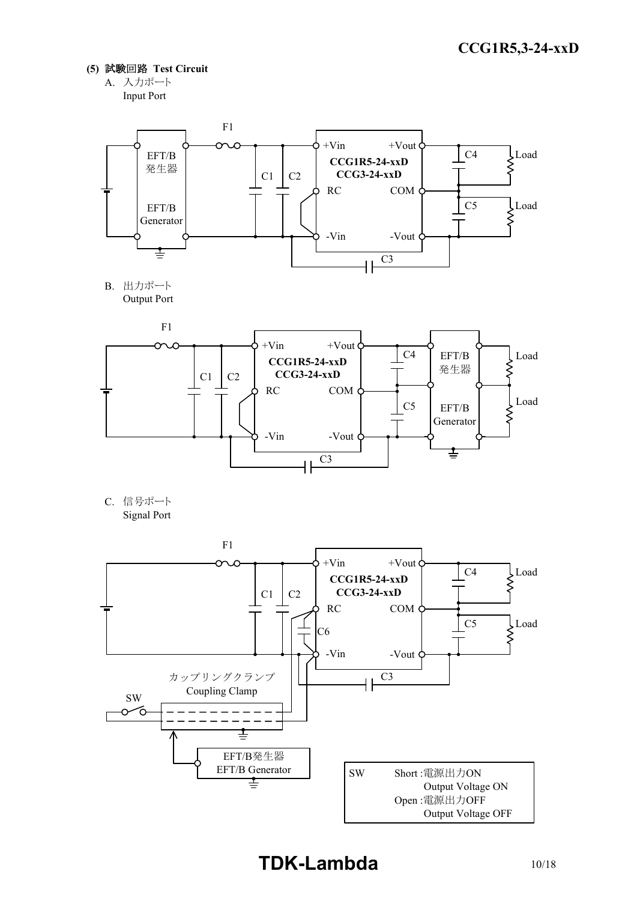### (5) 試験回路 Test Circuit

A. 入力ポート
Input Port

F1

EFT/B 発生器 EFT/B Generator

C1 C2

+Vin +Vout
CCG1R5-24-xxD
CCG3-24-xxD
RC COM
-Vin -Vout

C4 Load
C5 Load
C3

B. 出力ポート
Output Port

F1

C1 C2

+Vin +Vout
CCG1R5-24-xxD
CCG3-24-xxD
RC COM
-Vin -Vout

C4 C5
C3

EFT/B 発生器 EFT/B Generator

Load
Load

C. 信号ポート
Signal Port

F1

C1 C2

+Vin +Vout
CCG1R5-24-xxD
CCG3-24-xxD
RC COM
C6
-Vin -Vout

C4 Load
C5 Load
C3

カップリングクランプ
Coupling Clamp

SW

EFT/B発生器
EFT/B Generator

| SW | Short :電源出力ON Output Voltage ON |
|---|---|
| | Open :電源出力OFF Output Voltage OFF |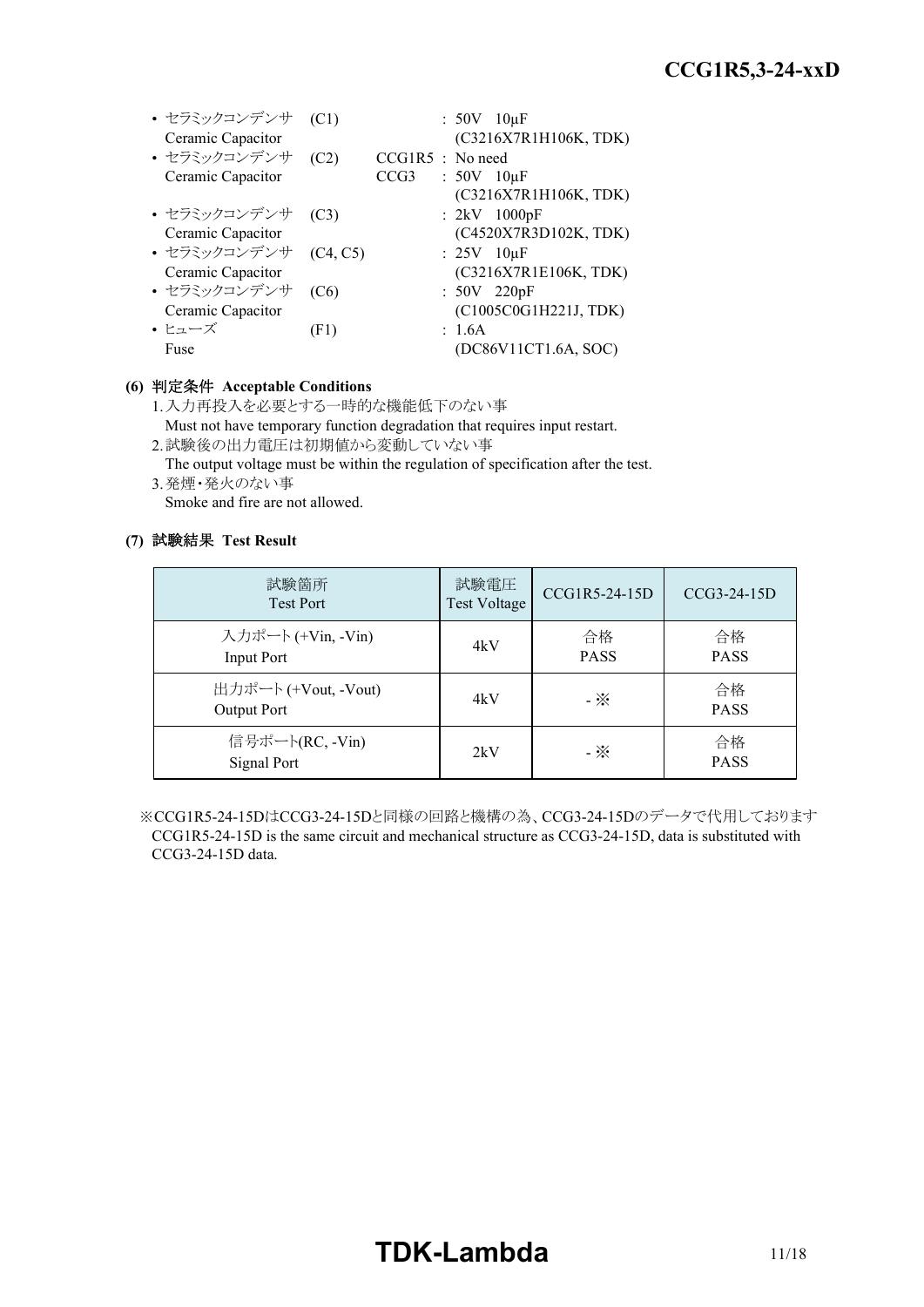- セラミックコンデンサ (C1) : 50V 10μF
  Ceramic Capacitor (C3216X7R1H106K, TDK)
- セラミックコンデンサ (C2) CCG1R5 : No need
  Ceramic Capacitor CCG3 : 50V 10μF
  (C3216X7R1H106K, TDK)
- セラミックコンデンサ (C3) : 2kV 1000pF
  Ceramic Capacitor (C4520X7R3D102K, TDK)
- セラミックコンデンサ (C4, C5) : 25V 10μF
  Ceramic Capacitor (C3216X7R1E106K, TDK)
- セラミックコンデンサ (C6) : 50V 220pF
  Ceramic Capacitor (C1005C0G1H221J, TDK)
- ヒューズ (F1) : 1.6A
  Fuse (DC86V11CT1.6A, SOC)

**(6) 判定条件 Acceptable Conditions**

1. 入力再投入を必要とする一時的な機能低下のない事
   Must not have temporary function degradation that requires input restart.
2. 試験後の出力電圧は初期値から変動していない事
   The output voltage must be within the regulation of specification after the test.
3. 発煙・発火のない事
   Smoke and fire are not allowed.

**(7) 試験結果 Test Result**

| 試験箇所 Test Port | 試験電圧 Test Voltage | CCG1R5-24-15D | CCG3-24-15D |
|---|---|---|---|
| 入力ポート (+Vin, -Vin) Input Port | 4kV | 合格 PASS | 合格 PASS |
| 出力ポート (+Vout, -Vout) Output Port | 4kV | - ※ | 合格 PASS |
| 信号ポート(RC, -Vin) Signal Port | 2kV | - ※ | 合格 PASS |

※CCG1R5-24-15DはCCG3-24-15Dと同様の回路と機構の為、CCG3-24-15Dのデータで代用しております
CCG1R5-24-15D is the same circuit and mechanical structure as CCG3-24-15D, data is substituted with CCG3-24-15D data.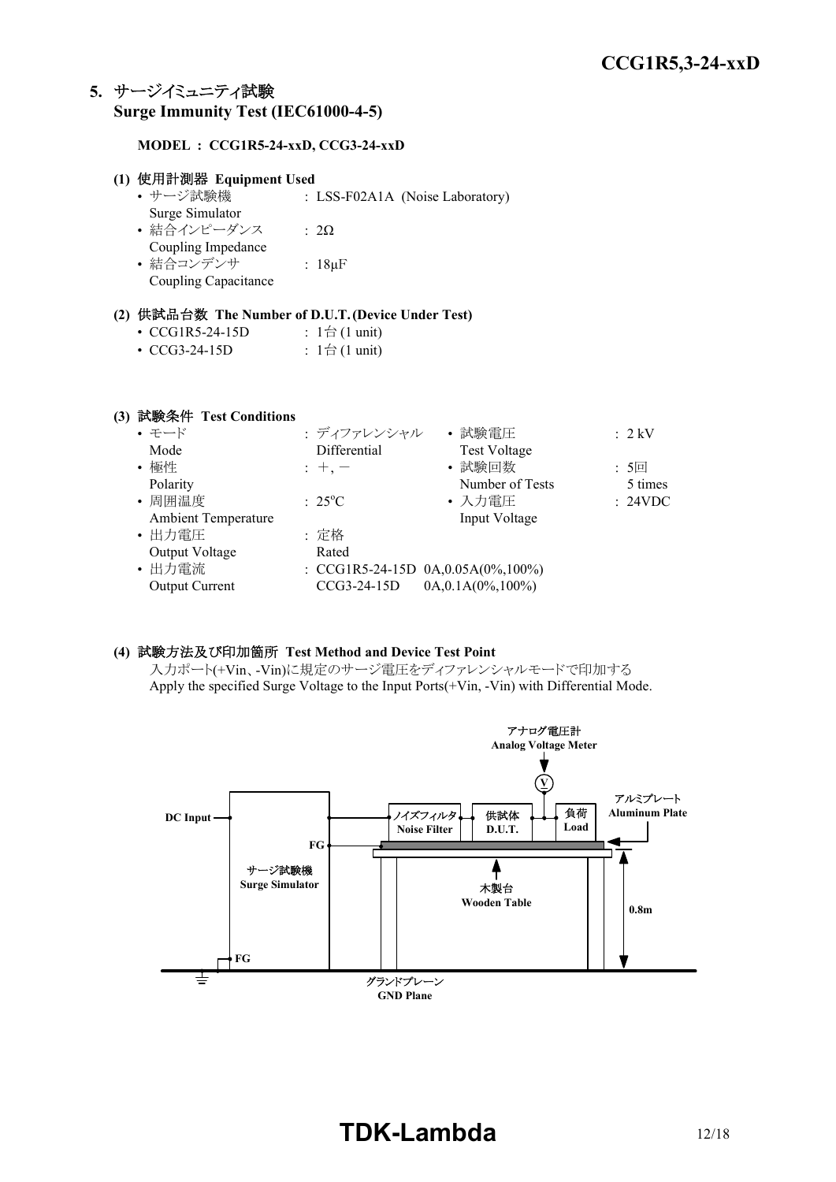## 5. サージイミュニティ試験 Surge Immunity Test (IEC61000-4-5)

**MODEL : CCG1R5-24-xxD, CCG3-24-xxD**

**(1) 使用計測器 Equipment Used**

- サージ試験機 Surge Simulator : LSS-F02A1A (Noise Laboratory)
- 結合インピーダンス Coupling Impedance : 2Ω
- 結合コンデンサ Coupling Capacitance : 18μF

**(2) 供試品台数 The Number of D.U.T. (Device Under Test)**

- CCG1R5-24-15D : 1台 (1 unit)
- CCG3-24-15D : 1台 (1 unit)

**(3) 試験条件 Test Conditions**

- モード Mode : ディファレンシャル Differential
- 試験電圧 Test Voltage : 2 kV
- 極性 Polarity : +, −
- 試験回数 Number of Tests : 5回 5 times
- 周囲温度 Ambient Temperature : 25°C
- 入力電圧 Input Voltage : 24VDC
- 出力電圧 Output Voltage : 定格 Rated
- 出力電流 Output Current : CCG1R5-24-15D 0A,0.05A(0%,100%)
  CCG3-24-15D 0A,0.1A(0%,100%)

**(4) 試験方法及び印加箇所 Test Method and Device Test Point**

入力ポート(+Vin、-Vin)に規定のサージ電圧をディファレンシャルモードで印加する
Apply the specified Surge Voltage to the Input Ports(+Vin, -Vin) with Differential Mode.

アナログ電圧計 Analog Voltage Meter
DC Input
FG
サージ試験機 Surge Simulator
FG
ノイズフィルタ Noise Filter
供試体 D.U.T.
負荷 Load
アルミプレート Aluminum Plate
木製台 Wooden Table
0.8m
グランドプレーン GND Plane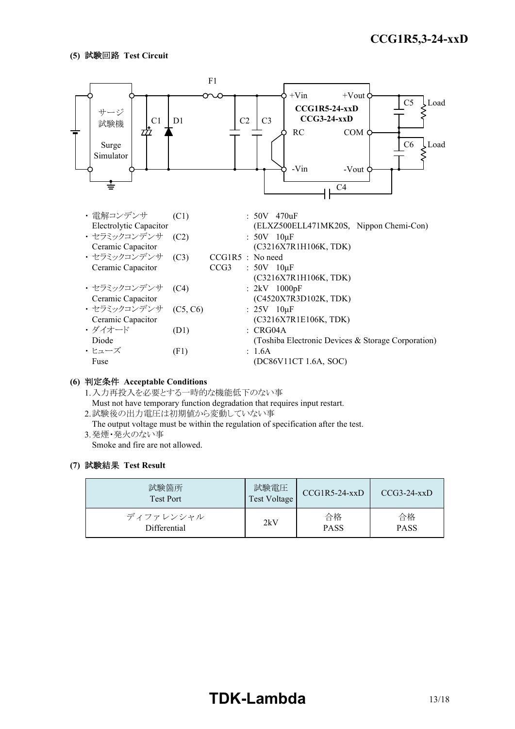### (5) 試験回路 Test Circuit

サージ試験機
Surge Simulator

F1, C1, D1, C2, C3, +Vin, RC, -Vin, +Vout, COM, -Vout, C4, C5, C6, Load, Load

CCG1R5-24-xxD
CCG3-24-xxD

- 電解コンデンサ (C1) : 50V 470uF
  Electrolytic Capacitor (ELXZ500ELL471MK20S, Nippon Chemi-Con)
- セラミックコンデンサ (C2) : 50V 10μF
  Ceramic Capacitor (C3216X7R1H106K, TDK)
- セラミックコンデンサ (C3) CCG1R5 : No need
  Ceramic Capacitor CCG3 : 50V 10μF
  (C3216X7R1H106K, TDK)
- セラミックコンデンサ (C4) : 2kV 1000pF
  Ceramic Capacitor (C4520X7R3D102K, TDK)
- セラミックコンデンサ (C5, C6) : 25V 10μF
  Ceramic Capacitor (C3216X7R1E106K, TDK)
- ダイオード (D1) : CRG04A
  Diode (Toshiba Electronic Devices & Storage Corporation)
- ヒューズ (F1) : 1.6A
  Fuse (DC86V11CT 1.6A, SOC)

### (6) 判定条件 Acceptable Conditions

1. 入力再投入を必要とする一時的な機能低下のない事
   Must not have temporary function degradation that requires input restart.
2. 試験後の出力電圧は初期値から変動していない事
   The output voltage must be within the regulation of specification after the test.
3. 発煙・発火のない事
   Smoke and fire are not allowed.

### (7) 試験結果 Test Result

| 試験箇所 Test Port | 試験電圧 Test Voltage | CCG1R5-24-xxD | CCG3-24-xxD |
|---|---|---|---|
| ディファレンシャル Differential | 2kV | 合格 PASS | 合格 PASS |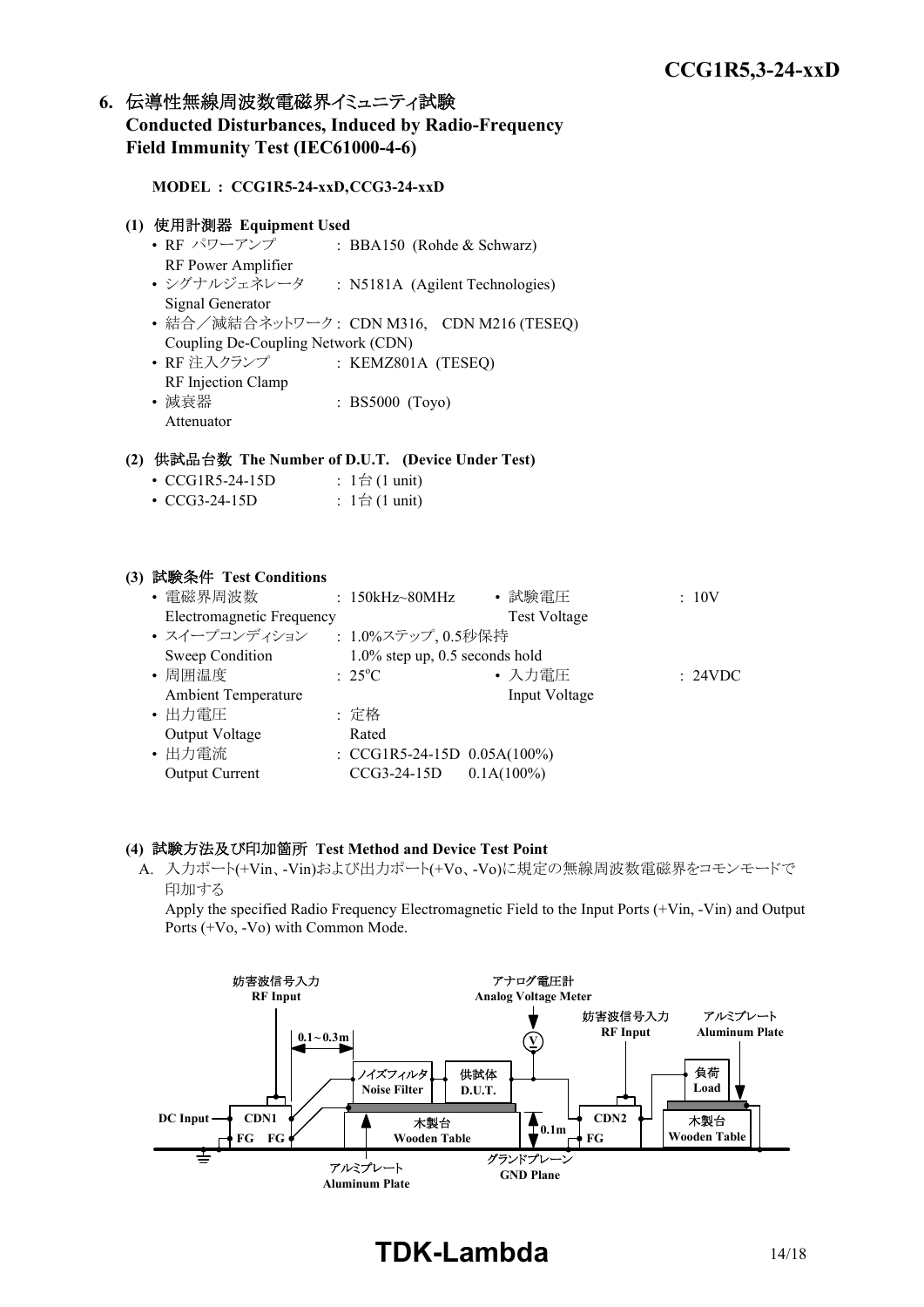## 6. 伝導性無線周波数電磁界イミュニティ試験 Conducted Disturbances, Induced by Radio-Frequency Field Immunity Test (IEC61000-4-6)

**MODEL : CCG1R5-24-xxD,CCG3-24-xxD**

### (1) 使用計測器 Equipment Used

- RF パワーアンプ RF Power Amplifier : BBA150 (Rohde & Schwarz)
- シグナルジェネレータ Signal Generator : N5181A (Agilent Technologies)
- 結合／減結合ネットワーク Coupling De-Coupling Network (CDN) : CDN M316, CDN M216 (TESEQ)
- RF 注入クランプ RF Injection Clamp : KEMZ801A (TESEQ)
- 減衰器 Attenuator : BS5000 (Toyo)

### (2) 供試品台数 The Number of D.U.T. (Device Under Test)

- CCG1R5-24-15D : 1台 (1 unit)
- CCG3-24-15D : 1台 (1 unit)

### (3) 試験条件 Test Conditions

- 電磁界周波数 Electromagnetic Frequency : 150kHz~80MHz
- 試験電圧 Test Voltage : 10V
- スイープコンディション Sweep Condition : 1.0%ステップ, 0.5秒保持 1.0% step up, 0.5 seconds hold
- 周囲温度 Ambient Temperature : 25°C
- 入力電圧 Input Voltage : 24VDC
- 出力電圧 Output Voltage : 定格 Rated
- 出力電流 Output Current : CCG1R5-24-15D 0.05A(100%) CCG3-24-15D 0.1A(100%)

### (4) 試験方法及び印加箇所 Test Method and Device Test Point

A. 入力ポート(+Vin、-Vin)および出力ポート(+Vo、-Vo)に規定の無線周波数電磁界をコモンモードで印加する

Apply the specified Radio Frequency Electromagnetic Field to the Input Ports (+Vin, -Vin) and Output Ports (+Vo, -Vo) with Common Mode.

妨害波信号入力 RF Input　アナログ電圧計 Analog Voltage Meter　妨害波信号入力 RF Input　アルミプレート Aluminum Plate　0.1～0.3m　ノイズフィルタ Noise Filter　供試体 D.U.T.　負荷 Load　DC Input　CDN1　FG　FG　木製台 Wooden Table　0.1m　CDN2　FG　木製台 Wooden Table　アルミプレート Aluminum Plate　グランドプレーン GND Plane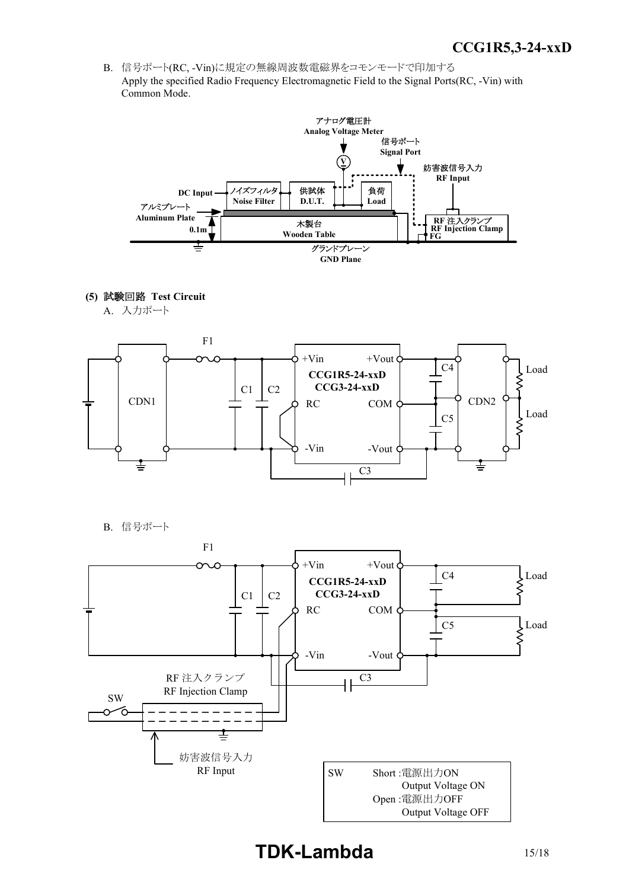B. 信号ポート(RC, -Vin)に規定の無線周波数電磁界をコモンモードで印加する
Apply the specified Radio Frequency Electromagnetic Field to the Signal Ports(RC, -Vin) with Common Mode.

アナログ電圧計
Analog Voltage Meter
信号ポート
Signal Port
妨害波信号入力
RF Input
DC Input
ノイズフィルタ
Noise Filter
供試体
D.U.T.
負荷
Load
アルミプレート
Aluminum Plate
0.1m
木製台
Wooden Table
RF 注入クランプ
RF Injection Clamp
FG
グランドプレーン
GND Plane

**(5) 試験回路 Test Circuit**

A. 入力ポート

F1, C1, C2, CDN1, +Vin, RC, -Vin, CCG1R5-24-xxD, CCG3-24-xxD, +Vout, COM, -Vout, C3, C4, C5, CDN2, Load, Load

B. 信号ポート

F1, C1, C2, +Vin, RC, -Vin, CCG1R5-24-xxD, CCG3-24-xxD, +Vout, COM, -Vout, C3, C4, C5, Load, Load

RF 注入クランプ
RF Injection Clamp
SW
妨害波信号入力
RF Input

| SW | Short :電源出力ON<br>Output Voltage ON<br>Open :電源出力OFF<br>Output Voltage OFF |
|---|---|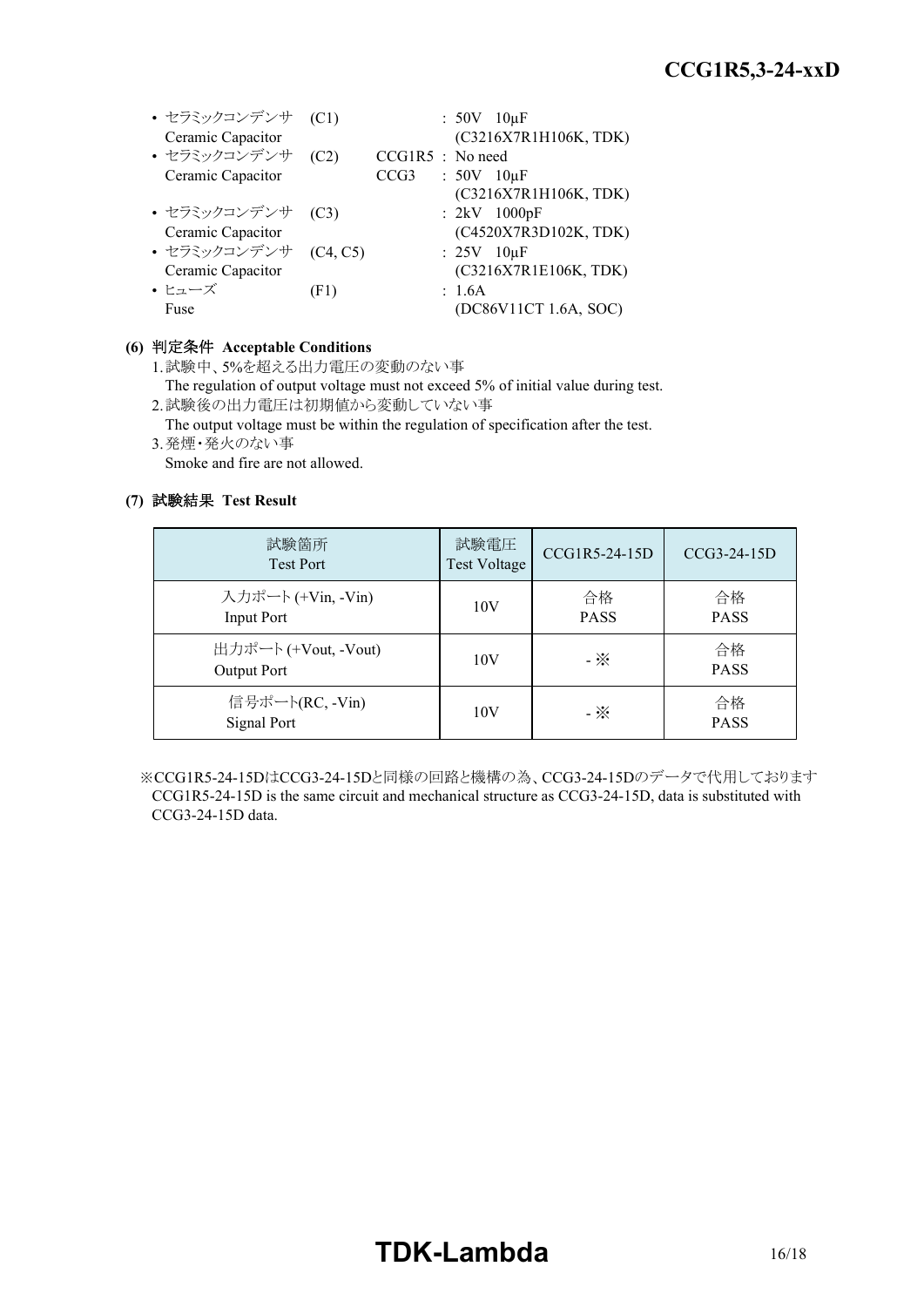- セラミックコンデンサ (C1) : 50V 10μF
  Ceramic Capacitor (C3216X7R1H106K, TDK)
- セラミックコンデンサ (C2) CCG1R5 : No need
  Ceramic Capacitor CCG3 : 50V 10μF
  (C3216X7R1H106K, TDK)
- セラミックコンデンサ (C3) : 2kV 1000pF
  Ceramic Capacitor (C4520X7R3D102K, TDK)
- セラミックコンデンサ (C4, C5) : 25V 10μF
  Ceramic Capacitor (C3216X7R1E106K, TDK)
- ヒューズ (F1) : 1.6A
  Fuse (DC86V11CT 1.6A, SOC)

**(6) 判定条件 Acceptable Conditions**

1. 試験中、5%を超える出力電圧の変動のない事
   The regulation of output voltage must not exceed 5% of initial value during test.
2. 試験後の出力電圧は初期値から変動していない事
   The output voltage must be within the regulation of specification after the test.
3. 発煙・発火のない事
   Smoke and fire are not allowed.

**(7) 試験結果 Test Result**

| 試験箇所<br>Test Port | 試験電圧<br>Test Voltage | CCG1R5-24-15D | CCG3-24-15D |
|---|---|---|---|
| 入力ポート (+Vin, -Vin)<br>Input Port | 10V | 合格<br>PASS | 合格<br>PASS |
| 出力ポート (+Vout, -Vout)<br>Output Port | 10V | - ※ | 合格<br>PASS |
| 信号ポート(RC, -Vin)<br>Signal Port | 10V | - ※ | 合格<br>PASS |

※CCG1R5-24-15DはCCG3-24-15Dと同様の回路と機構の為、CCG3-24-15Dのデータで代用しております
CCG1R5-24-15D is the same circuit and mechanical structure as CCG3-24-15D, data is substituted with CCG3-24-15D data.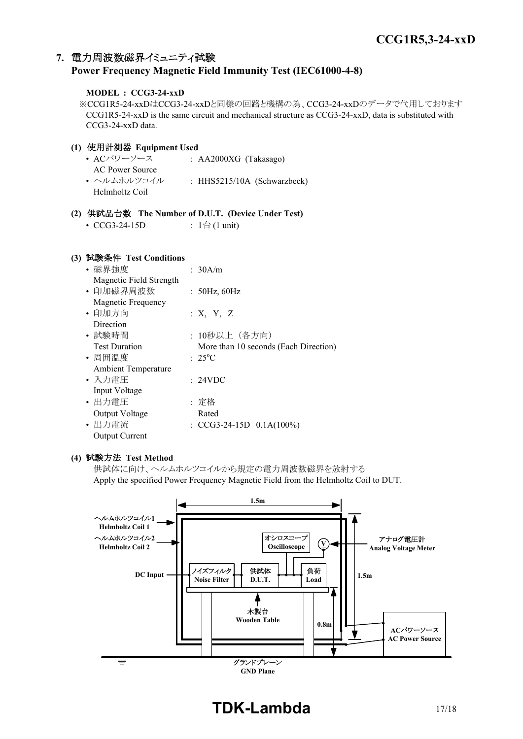## 7. 電力周波数磁界イミュニティ試験
## Power Frequency Magnetic Field Immunity Test (IEC61000-4-8)

**MODEL : CCG3-24-xxD**

※CCG1R5-24-xxDはCCG3-24-xxDと同様の回路と機構の為、CCG3-24-xxDのデータで代用しております
CCG1R5-24-xxD is the same circuit and mechanical structure as CCG3-24-xxD, data is substituted with CCG3-24-xxD data.

### (1) 使用計測器 Equipment Used

- ACパワーソース AC Power Source : AA2000XG (Takasago)
- ヘルムホルツコイル Helmholtz Coil : HHS5215/10A (Schwarzbeck)

### (2) 供試品台数 The Number of D.U.T. (Device Under Test)

- CCG3-24-15D : 1台 (1 unit)

### (3) 試験条件 Test Conditions

- 磁界強度 Magnetic Field Strength : 30A/m
- 印加磁界周波数 Magnetic Frequency : 50Hz, 60Hz
- 印加方向 Direction : X, Y, Z
- 試験時間 Test Duration : 10秒以上（各方向） More than 10 seconds (Each Direction)
- 周囲温度 Ambient Temperature : 25°C
- 入力電圧 Input Voltage : 24VDC
- 出力電圧 Output Voltage : 定格 Rated
- 出力電流 Output Current : CCG3-24-15D 0.1A(100%)

### (4) 試験方法 Test Method

供試体に向け、ヘルムホルツコイルから規定の電力周波数磁界を放射する
Apply the specified Power Frequency Magnetic Field from the Helmholtz Coil to DUT.

1.5m
ヘルムホルツコイル1 Helmholtz Coil 1
ヘルムホルツコイル2 Helmholtz Coil 2
オシロスコープ Oscilloscope
V
アナログ電圧計 Analog Voltage Meter
DC Input
ノイズフィルタ Noise Filter
供試体 D.U.T.
負荷 Load
1.5m
木製台 Wooden Table
0.8m
ACパワーソース AC Power Source
グランドプレーン GND Plane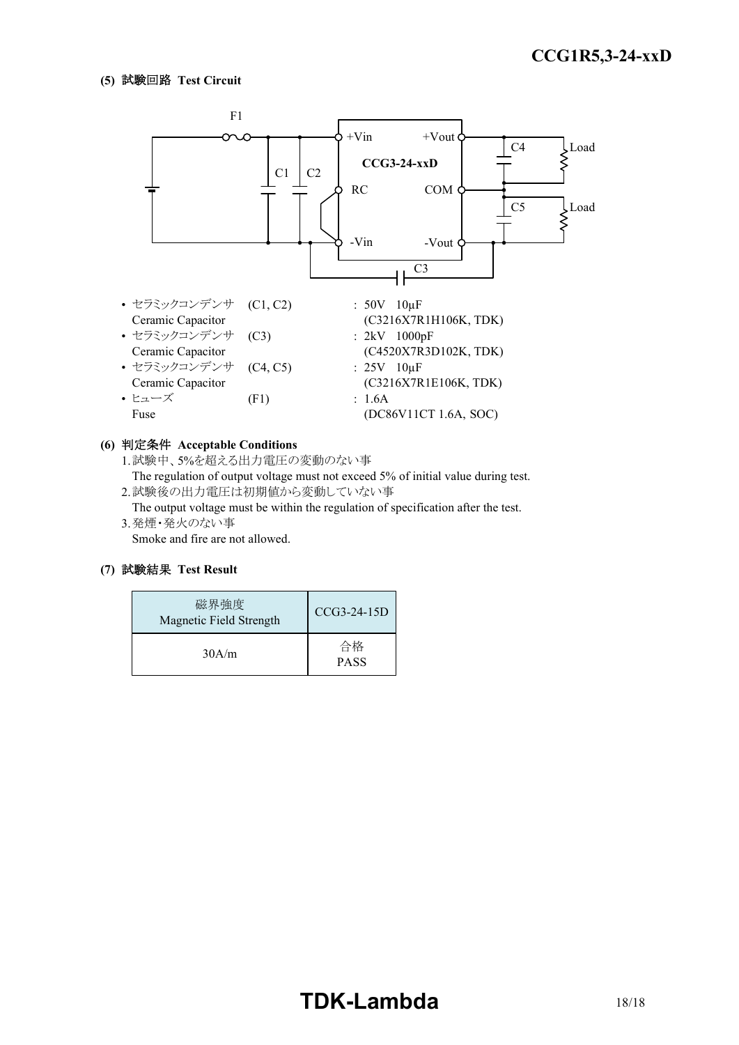**(5) 試験回路 Test Circuit**

F1
+Vin
+Vout
CCG3-24-xxD
RC
COM
-Vin
-Vout
C1
C2
C3
C4
C5
Load
Load

- セラミックコンデンサ (C1, C2) : 50V 10μF
  Ceramic Capacitor (C3216X7R1H106K, TDK)
- セラミックコンデンサ (C3) : 2kV 1000pF
  Ceramic Capacitor (C4520X7R3D102K, TDK)
- セラミックコンデンサ (C4, C5) : 25V 10μF
  Ceramic Capacitor (C3216X7R1E106K, TDK)
- ヒューズ (F1) : 1.6A
  Fuse (DC86V11CT 1.6A, SOC)

**(6) 判定条件 Acceptable Conditions**

1. 試験中、5%を超える出力電圧の変動のない事
   The regulation of output voltage must not exceed 5% of initial value during test.
2. 試験後の出力電圧は初期値から変動していない事
   The output voltage must be within the regulation of specification after the test.
3. 発煙・発火のない事
   Smoke and fire are not allowed.

**(7) 試験結果 Test Result**

| 磁界強度 Magnetic Field Strength | CCG3-24-15D |
|---|---|
| 30A/m | 合格 PASS |